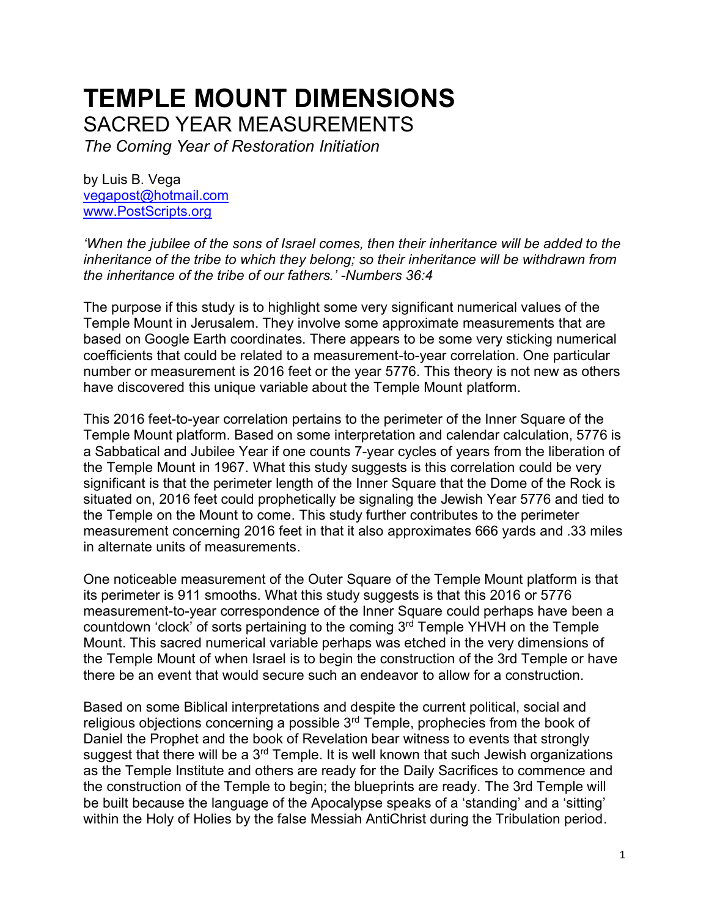# TEMPLE MOUNT DIMENSIONS

## SACRED YEAR MEASUREMENTS

*The Coming Year of Restoration Initiation*

by Luis B. Vega
vegapost@hotmail.com
www.PostScripts.org

*'When the jubilee of the sons of Israel comes, then their inheritance will be added to the inheritance of the tribe to which they belong; so their inheritance will be withdrawn from the inheritance of the tribe of our fathers.' -Numbers 36:4*

The purpose if this study is to highlight some very significant numerical values of the Temple Mount in Jerusalem. They involve some approximate measurements that are based on Google Earth coordinates. There appears to be some very sticking numerical coefficients that could be related to a measurement-to-year correlation. One particular number or measurement is 2016 feet or the year 5776. This theory is not new as others have discovered this unique variable about the Temple Mount platform.

This 2016 feet-to-year correlation pertains to the perimeter of the Inner Square of the Temple Mount platform. Based on some interpretation and calendar calculation, 5776 is a Sabbatical and Jubilee Year if one counts 7-year cycles of years from the liberation of the Temple Mount in 1967. What this study suggests is this correlation could be very significant is that the perimeter length of the Inner Square that the Dome of the Rock is situated on, 2016 feet could prophetically be signaling the Jewish Year 5776 and tied to the Temple on the Mount to come. This study further contributes to the perimeter measurement concerning 2016 feet in that it also approximates 666 yards and .33 miles in alternate units of measurements.

One noticeable measurement of the Outer Square of the Temple Mount platform is that its perimeter is 911 smooths. What this study suggests is that this 2016 or 5776 measurement-to-year correspondence of the Inner Square could perhaps have been a countdown 'clock' of sorts pertaining to the coming 3rd Temple YHVH on the Temple Mount. This sacred numerical variable perhaps was etched in the very dimensions of the Temple Mount of when Israel is to begin the construction of the 3rd Temple or have there be an event that would secure such an endeavor to allow for a construction.

Based on some Biblical interpretations and despite the current political, social and religious objections concerning a possible 3rd Temple, prophecies from the book of Daniel the Prophet and the book of Revelation bear witness to events that strongly suggest that there will be a 3rd Temple. It is well known that such Jewish organizations as the Temple Institute and others are ready for the Daily Sacrifices to commence and the construction of the Temple to begin; the blueprints are ready. The 3rd Temple will be built because the language of the Apocalypse speaks of a 'standing' and a 'sitting' within the Holy of Holies by the false Messiah AntiChrist during the Tribulation period.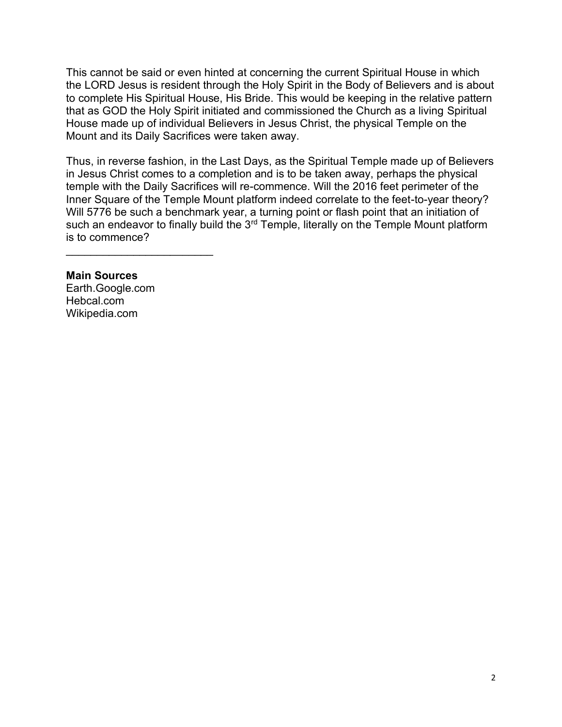This cannot be said or even hinted at concerning the current Spiritual House in which the LORD Jesus is resident through the Holy Spirit in the Body of Believers and is about to complete His Spiritual House, His Bride. This would be keeping in the relative pattern that as GOD the Holy Spirit initiated and commissioned the Church as a living Spiritual House made up of individual Believers in Jesus Christ, the physical Temple on the Mount and its Daily Sacrifices were taken away.

Thus, in reverse fashion, in the Last Days, as the Spiritual Temple made up of Believers in Jesus Christ comes to a completion and is to be taken away, perhaps the physical temple with the Daily Sacrifices will re-commence. Will the 2016 feet perimeter of the Inner Square of the Temple Mount platform indeed correlate to the feet-to-year theory? Will 5776 be such a benchmark year, a turning point or flash point that an initiation of such an endeavor to finally build the 3rd Temple, literally on the Temple Mount platform is to commence?

---

**Main Sources**
Earth.Google.com
Hebcal.com
Wikipedia.com